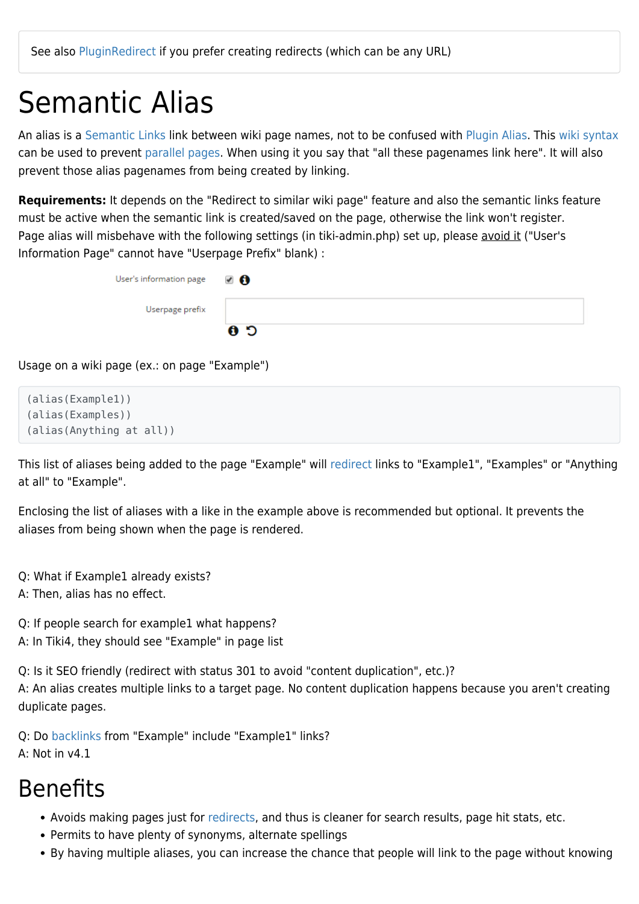See also PluginRedirect if you prefer creating redirects (which can be any URL)

# Semantic Alias

An alias is a Semantic Links link between wiki page names, not to be confused with Plugin Alias. This wiki syntax can be used to prevent parallel pages. When using it you say that "all these pagenames link here". It will also prevent those alias pagenames from being created by linking.

**Requirements:** It depends on the "Redirect to similar wiki page" feature and also the semantic links feature must be active when the semantic link is created/saved on the page, otherwise the link won't register.
Page alias will misbehave with the following settings (in tiki-admin.php) set up, please avoid it ("User's Information Page" cannot have "Userpage Prefix" blank) :

User's information page

Userpage prefix

Usage on a wiki page (ex.: on page "Example")

```
(alias(Example1))
(alias(Examples))
(alias(Anything at all))
```

This list of aliases being added to the page "Example" will redirect links to "Example1", "Examples" or "Anything at all" to "Example".

Enclosing the list of aliases with a like in the example above is recommended but optional. It prevents the aliases from being shown when the page is rendered.

Q: What if Example1 already exists?
A: Then, alias has no effect.

Q: If people search for example1 what happens?
A: In Tiki4, they should see "Example" in page list

Q: Is it SEO friendly (redirect with status 301 to avoid "content duplication", etc.)?
A: An alias creates multiple links to a target page. No content duplication happens because you aren't creating duplicate pages.

Q: Do backlinks from "Example" include "Example1" links?
A: Not in v4.1

# Benefits

- Avoids making pages just for redirects, and thus is cleaner for search results, page hit stats, etc.
- Permits to have plenty of synonyms, alternate spellings
- By having multiple aliases, you can increase the chance that people will link to the page without knowing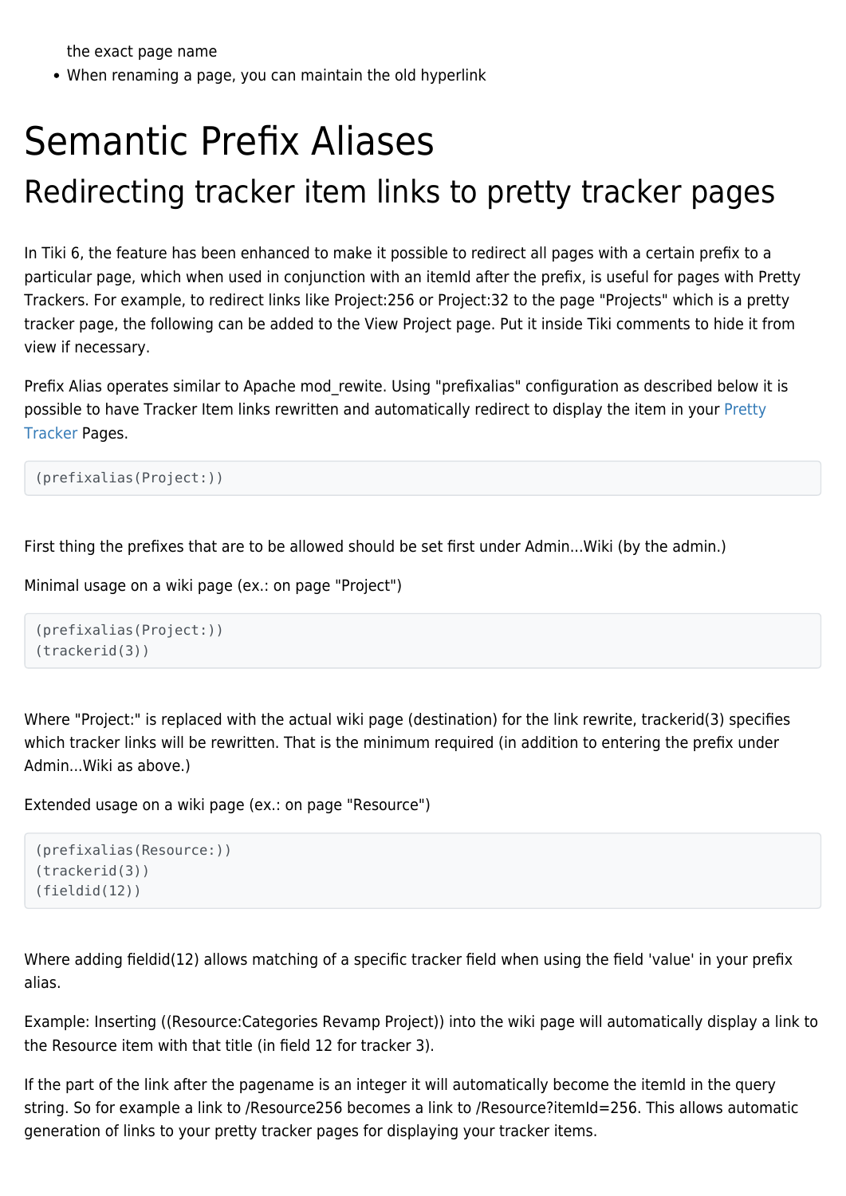the exact page name

- When renaming a page, you can maintain the old hyperlink

# Semantic Prefix Aliases

## Redirecting tracker item links to pretty tracker pages

In Tiki 6, the feature has been enhanced to make it possible to redirect all pages with a certain prefix to a particular page, which when used in conjunction with an itemId after the prefix, is useful for pages with Pretty Trackers. For example, to redirect links like Project:256 or Project:32 to the page "Projects" which is a pretty tracker page, the following can be added to the View Project page. Put it inside Tiki comments to hide it from view if necessary.

Prefix Alias operates similar to Apache mod_rewite. Using "prefixalias" configuration as described below it is possible to have Tracker Item links rewritten and automatically redirect to display the item in your Pretty Tracker Pages.

```
(prefixalias(Project:))
```

First thing the prefixes that are to be allowed should be set first under Admin...Wiki (by the admin.)

Minimal usage on a wiki page (ex.: on page "Project")

```
(prefixalias(Project:))
(trackerid(3))
```

Where "Project:" is replaced with the actual wiki page (destination) for the link rewrite, trackerid(3) specifies which tracker links will be rewritten. That is the minimum required (in addition to entering the prefix under Admin...Wiki as above.)

Extended usage on a wiki page (ex.: on page "Resource")

```
(prefixalias(Resource:))
(trackerid(3))
(fieldid(12))
```

Where adding fieldid(12) allows matching of a specific tracker field when using the field 'value' in your prefix alias.

Example: Inserting ((Resource:Categories Revamp Project)) into the wiki page will automatically display a link to the Resource item with that title (in field 12 for tracker 3).

If the part of the link after the pagename is an integer it will automatically become the itemId in the query string. So for example a link to /Resource256 becomes a link to /Resource?itemId=256. This allows automatic generation of links to your pretty tracker pages for displaying your tracker items.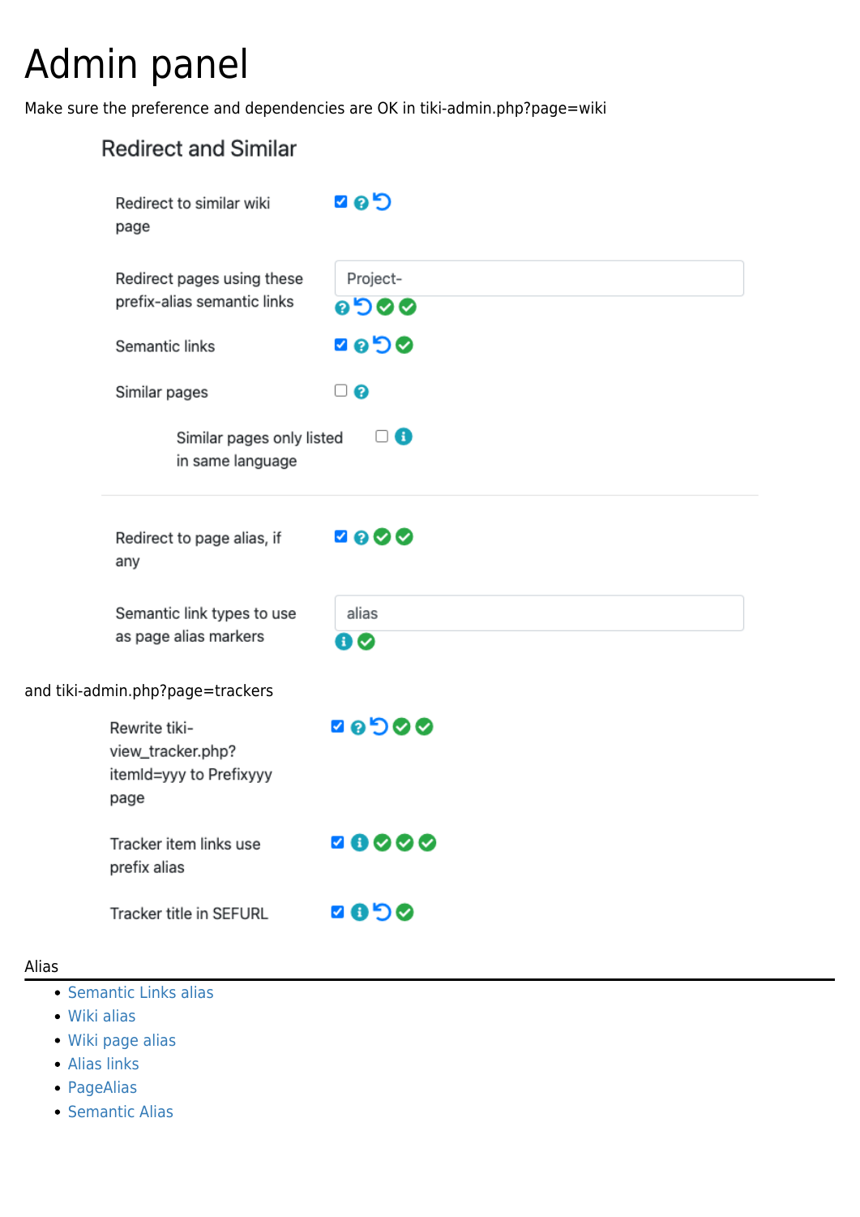# Admin panel

Make sure the preference and dependencies are OK in tiki-admin.php?page=wiki

### Redirect and Similar

- [x] Redirect to similar wiki page
- Redirect pages using these prefix-alias semantic links: Project-
- [x] Semantic links
- [ ] Similar pages
  - [ ] Similar pages only listed in same language

---

- [x] Redirect to page alias, if any
- Semantic link types to use as page alias markers: alias

and tiki-admin.php?page=trackers

- [x] Rewrite tiki-view_tracker.php?itemId=yyy to Prefixyyy page
- [x] Tracker item links use prefix alias
- [x] Tracker title in SEFURL

## Alias

- Semantic Links alias
- Wiki alias
- Wiki page alias
- Alias links
- PageAlias
- Semantic Alias